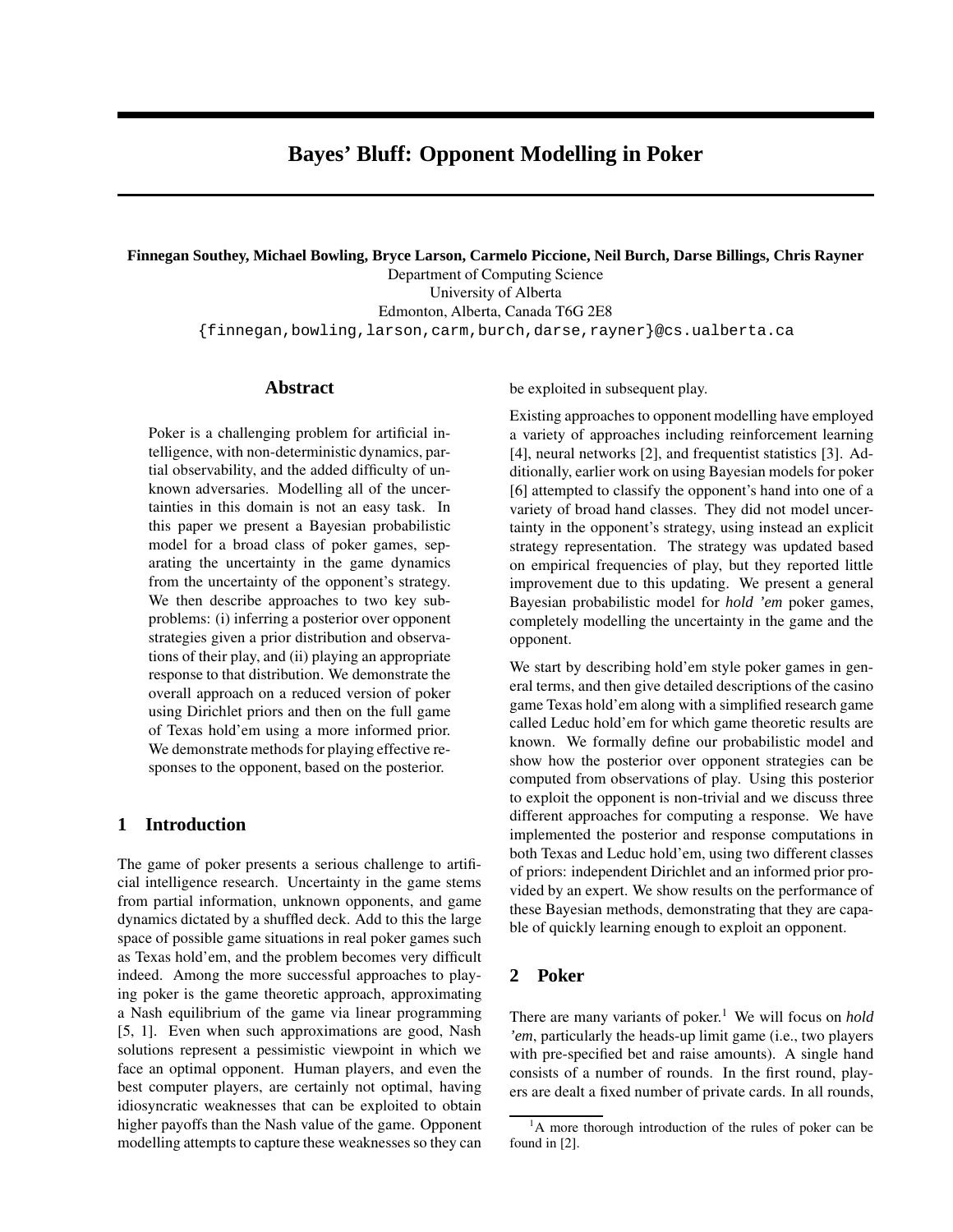# Bayes' Bluff: Opponent Modelling in Poker

**Finnegan Southey, Michael Bowling, Bryce Larson, Carmelo Piccione, Neil Burch, Darse Billings, Chris Rayner**
Department of Computing Science
University of Alberta
Edmonton, Alberta, Canada T6G 2E8
{finnegan,bowling,larson,carm,burch,darse,rayner}@cs.ualberta.ca

## Abstract

Poker is a challenging problem for artificial intelligence, with non-deterministic dynamics, partial observability, and the added difficulty of unknown adversaries. Modelling all of the uncertainties in this domain is not an easy task. In this paper we present a Bayesian probabilistic model for a broad class of poker games, separating the uncertainty in the game dynamics from the uncertainty of the opponent's strategy. We then describe approaches to two key subproblems: (i) inferring a posterior over opponent strategies given a prior distribution and observations of their play, and (ii) playing an appropriate response to that distribution. We demonstrate the overall approach on a reduced version of poker using Dirichlet priors and then on the full game of Texas hold'em using a more informed prior. We demonstrate methods for playing effective responses to the opponent, based on the posterior.

## 1 Introduction

The game of poker presents a serious challenge to artificial intelligence research. Uncertainty in the game stems from partial information, unknown opponents, and game dynamics dictated by a shuffled deck. Add to this the large space of possible game situations in real poker games such as Texas hold'em, and the problem becomes very difficult indeed. Among the more successful approaches to playing poker is the game theoretic approach, approximating a Nash equilibrium of the game via linear programming [5, 1]. Even when such approximations are good, Nash solutions represent a pessimistic viewpoint in which we face an optimal opponent. Human players, and even the best computer players, are certainly not optimal, having idiosyncratic weaknesses that can be exploited to obtain higher payoffs than the Nash value of the game. Opponent modelling attempts to capture these weaknesses so they can be exploited in subsequent play.

Existing approaches to opponent modelling have employed a variety of approaches including reinforcement learning [4], neural networks [2], and frequentist statistics [3]. Additionally, earlier work on using Bayesian models for poker [6] attempted to classify the opponent's hand into one of a variety of broad hand classes. They did not model uncertainty in the opponent's strategy, using instead an explicit strategy representation. The strategy was updated based on empirical frequencies of play, but they reported little improvement due to this updating. We present a general Bayesian probabilistic model for *hold 'em* poker games, completely modelling the uncertainty in the game and the opponent.

We start by describing hold'em style poker games in general terms, and then give detailed descriptions of the casino game Texas hold'em along with a simplified research game called Leduc hold'em for which game theoretic results are known. We formally define our probabilistic model and show how the posterior over opponent strategies can be computed from observations of play. Using this posterior to exploit the opponent is non-trivial and we discuss three different approaches for computing a response. We have implemented the posterior and response computations in both Texas and Leduc hold'em, using two different classes of priors: independent Dirichlet and an informed prior provided by an expert. We show results on the performance of these Bayesian methods, demonstrating that they are capable of quickly learning enough to exploit an opponent.

## 2 Poker

There are many variants of poker.[1] We will focus on *hold 'em*, particularly the heads-up limit game (i.e., two players with pre-specified bet and raise amounts). A single hand consists of a number of rounds. In the first round, players are dealt a fixed number of private cards. In all rounds,

[1] A more thorough introduction of the rules of poker can be found in [2].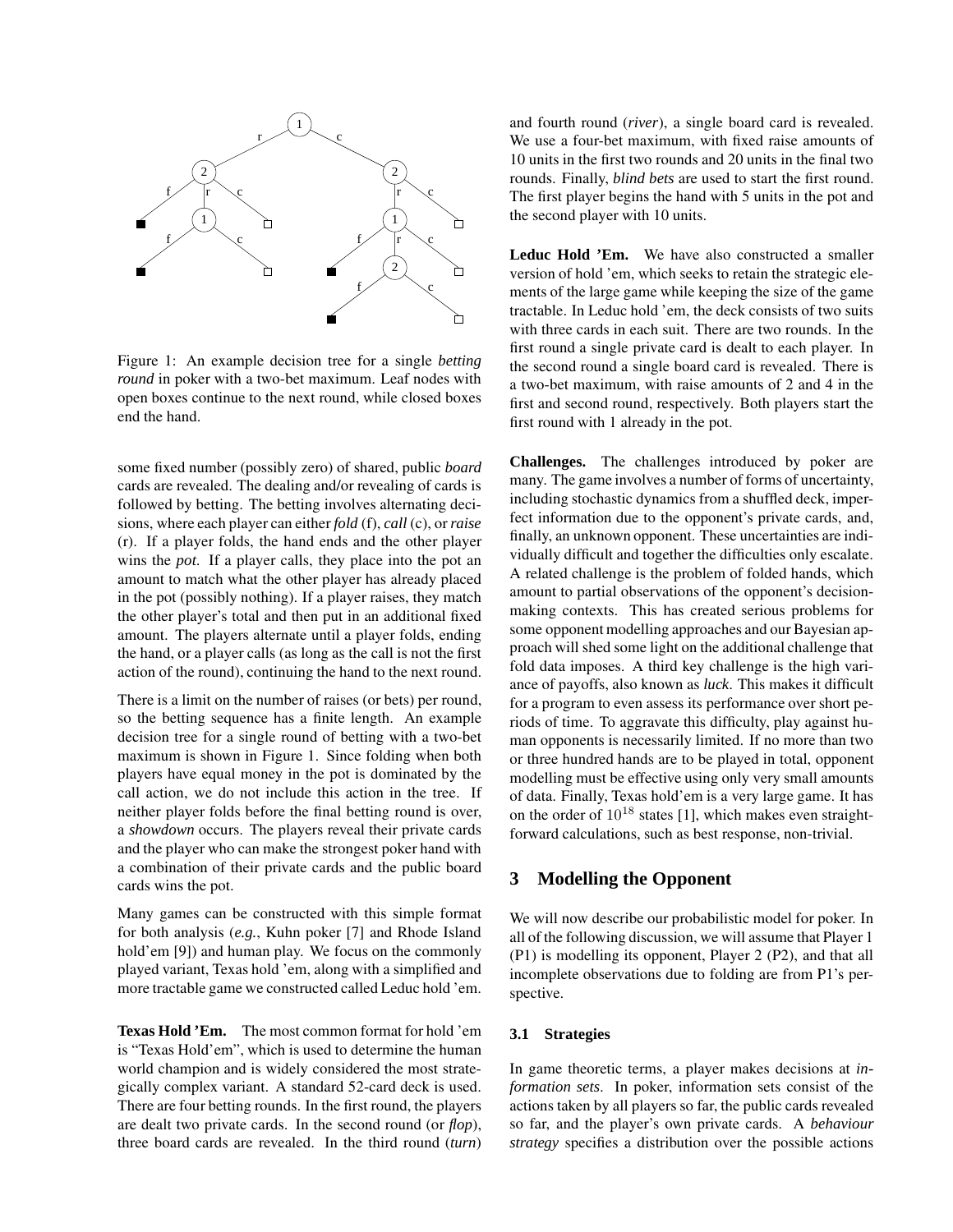Figure 1: An example decision tree for a single *betting round* in poker with a two-bet maximum. Leaf nodes with open boxes continue to the next round, while closed boxes end the hand.

some fixed number (possibly zero) of shared, public *board* cards are revealed. The dealing and/or revealing of cards is followed by betting. The betting involves alternating decisions, where each player can either *fold* (f), *call* (c), or *raise* (r). If a player folds, the hand ends and the other player wins the *pot*. If a player calls, they place into the pot an amount to match what the other player has already placed in the pot (possibly nothing). If a player raises, they match the other player's total and then put in an additional fixed amount. The players alternate until a player folds, ending the hand, or a player calls (as long as the call is not the first action of the round), continuing the hand to the next round.

There is a limit on the number of raises (or bets) per round, so the betting sequence has a finite length. An example decision tree for a single round of betting with a two-bet maximum is shown in Figure 1. Since folding when both players have equal money in the pot is dominated by the call action, we do not include this action in the tree. If neither player folds before the final betting round is over, a *showdown* occurs. The players reveal their private cards and the player who can make the strongest poker hand with a combination of their private cards and the public board cards wins the pot.

Many games can be constructed with this simple format for both analysis (*e.g.*, Kuhn poker [7] and Rhode Island hold'em [9]) and human play. We focus on the commonly played variant, Texas hold 'em, along with a simplified and more tractable game we constructed called Leduc hold 'em.

**Texas Hold 'Em.** The most common format for hold 'em is "Texas Hold'em", which is used to determine the human world champion and is widely considered the most strategically complex variant. A standard 52-card deck is used. There are four betting rounds. In the first round, the players are dealt two private cards. In the second round (or *flop*), three board cards are revealed. In the third round (*turn*) and fourth round (*river*), a single board card is revealed. We use a four-bet maximum, with fixed raise amounts of 10 units in the first two rounds and 20 units in the final two rounds. Finally, *blind bets* are used to start the first round. The first player begins the hand with 5 units in the pot and the second player with 10 units.

**Leduc Hold 'Em.** We have also constructed a smaller version of hold 'em, which seeks to retain the strategic elements of the large game while keeping the size of the game tractable. In Leduc hold 'em, the deck consists of two suits with three cards in each suit. There are two rounds. In the first round a single private card is dealt to each player. In the second round a single board card is revealed. There is a two-bet maximum, with raise amounts of 2 and 4 in the first and second round, respectively. Both players start the first round with 1 already in the pot.

**Challenges.** The challenges introduced by poker are many. The game involves a number of forms of uncertainty, including stochastic dynamics from a shuffled deck, imperfect information due to the opponent's private cards, and, finally, an unknown opponent. These uncertainties are individually difficult and together the difficulties only escalate. A related challenge is the problem of folded hands, which amount to partial observations of the opponent's decision-making contexts. This has created serious problems for some opponent modelling approaches and our Bayesian approach will shed some light on the additional challenge that fold data imposes. A third key challenge is the high variance of payoffs, also known as *luck*. This makes it difficult for a program to even assess its performance over short periods of time. To aggravate this difficulty, play against human opponents is necessarily limited. If no more than two or three hundred hands are to be played in total, opponent modelling must be effective using only very small amounts of data. Finally, Texas hold'em is a very large game. It has on the order of $10^{18}$ states [1], which makes even straightforward calculations, such as best response, non-trivial.

## 3 Modelling the Opponent

We will now describe our probabilistic model for poker. In all of the following discussion, we will assume that Player 1 (P1) is modelling its opponent, Player 2 (P2), and that all incomplete observations due to folding are from P1's perspective.

### 3.1 Strategies

In game theoretic terms, a player makes decisions at *information sets*. In poker, information sets consist of the actions taken by all players so far, the public cards revealed so far, and the player's own private cards. A *behaviour strategy* specifies a distribution over the possible actions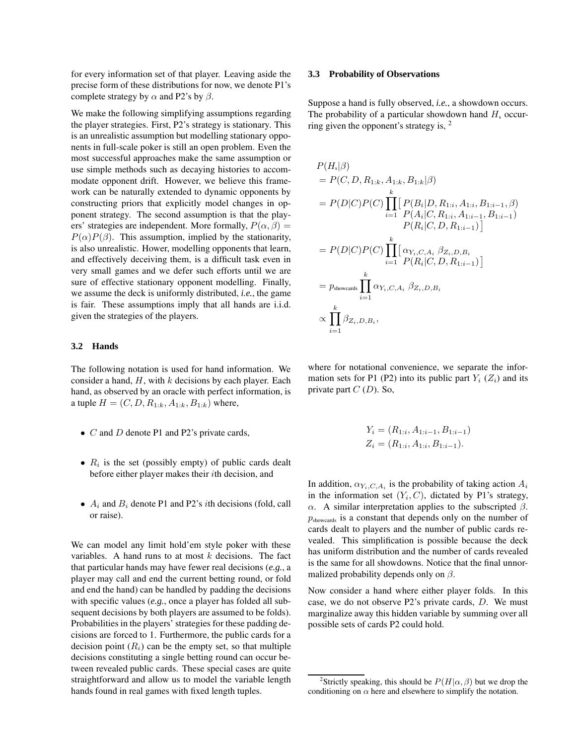for every information set of that player. Leaving aside the precise form of these distributions for now, we denote P1's complete strategy by $\alpha$ and P2's by $\beta$.

We make the following simplifying assumptions regarding the player strategies. First, P2's strategy is stationary. This is an unrealistic assumption but modelling stationary opponents in full-scale poker is still an open problem. Even the most successful approaches make the same assumption or use simple methods such as decaying histories to accommodate opponent drift. However, we believe this framework can be naturally extended to dynamic opponents by constructing priors that explicitly model changes in opponent strategy. The second assumption is that the players' strategies are independent. More formally, $P(\alpha, \beta) = P(\alpha)P(\beta)$. This assumption, implied by the stationarity, is also unrealistic. Hower, modelling opponents that learn, and effectively deceiving them, is a difficult task even in very small games and we defer such efforts until we are sure of effective stationary opponent modelling. Finally, we assume the deck is uniformly distributed, *i.e.*, the game is fair. These assumptions imply that all hands are i.i.d. given the strategies of the players.

### 3.2 Hands

The following notation is used for hand information. We consider a hand, $H$, with $k$ decisions by each player. Each hand, as observed by an oracle with perfect information, is a tuple $H = (C, D, R_{1:k}, A_{1:k}, B_{1:k})$ where,

- $C$ and $D$ denote P1 and P2's private cards,
- $R_i$ is the set (possibly empty) of public cards dealt before either player makes their $i$th decision, and
- $A_i$ and $B_i$ denote P1 and P2's $i$th decisions (fold, call or raise).

We can model any limit hold'em style poker with these variables. A hand runs to at most $k$ decisions. The fact that particular hands may have fewer real decisions (*e.g.*, a player may call and end the current betting round, or fold and end the hand) can be handled by padding the decisions with specific values (*e.g.*, once a player has folded all subsequent decisions by both players are assumed to be folds). Probabilities in the players' strategies for these padding decisions are forced to 1. Furthermore, the public cards for a decision point ($R_i$) can be the empty set, so that multiple decisions constituting a single betting round can occur between revealed public cards. These special cases are quite straightforward and allow us to model the variable length hands found in real games with fixed length tuples.

### 3.3 Probability of Observations

Suppose a hand is fully observed, *i.e.*, a showdown occurs. The probability of a particular showdown hand $H_s$ occurring given the opponent's strategy is, [2]

$$
\begin{aligned}
&P(H_s|\beta) \\
&= P(C, D, R_{1:k}, A_{1:k}, B_{1:k}|\beta) \\
&= P(D|C)P(C) \prod_{i=1}^{k} \big[ P(B_i|D, R_{1:i}, A_{1:i}, B_{1:i-1}, \beta) \\
&\qquad P(A_i|C, R_{1:i}, A_{1:i-1}, B_{1:i-1}) \\
&\qquad P(R_i|C, D, R_{1:i-1}) \big] \\
&= P(D|C)P(C) \prod_{i=1}^{k} \big[ \alpha_{Y_i,C,A_i} \, \beta_{Z_i,D,B_i} \\
&\qquad P(R_i|C, D, R_{1:i-1}) \big] \\
&= p_{\text{showcards}} \prod_{i=1}^{k} \alpha_{Y_i,C,A_i} \, \beta_{Z_i,D,B_i} \\
&\propto \prod_{i=1}^{k} \beta_{Z_i,D,B_i},
\end{aligned}
$$

where for notational convenience, we separate the information sets for P1 (P2) into its public part $Y_i$ ($Z_i$) and its private part $C$ ($D$). So,

$$
\begin{aligned}
Y_i &= (R_{1:i}, A_{1:i-1}, B_{1:i-1}) \\
Z_i &= (R_{1:i}, A_{1:i}, B_{1:i-1}).
\end{aligned}
$$

In addition, $\alpha_{Y_i,C,A_i}$ is the probability of taking action $A_i$ in the information set $(Y_i, C)$, dictated by P1's strategy, $\alpha$. A similar interpretation applies to the subscripted $\beta$. $p_{\text{showcards}}$ is a constant that depends only on the number of cards dealt to players and the number of public cards revealed. This simplification is possible because the deck has uniform distribution and the number of cards revealed is the same for all showdowns. Notice that the final unnormalized probability depends only on $\beta$.

Now consider a hand where either player folds. In this case, we do not observe P2's private cards, $D$. We must marginalize away this hidden variable by summing over all possible sets of cards P2 could hold.

[2] Strictly speaking, this should be $P(H|\alpha, \beta)$ but we drop the conditioning on $\alpha$ here and elsewhere to simplify the notation.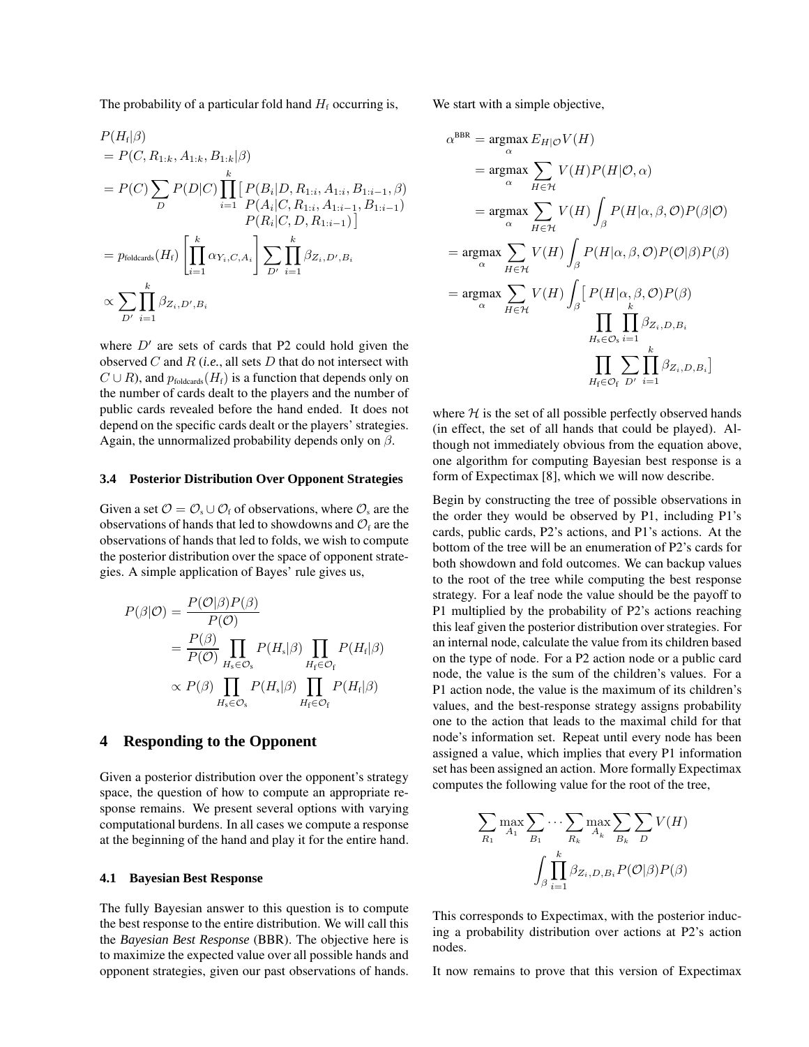The probability of a particular fold hand $H_{\text{f}}$ occurring is,

$$
\begin{aligned}
&P(H_{\text{f}}|\beta) \\
&= P(C, R_{1:k}, A_{1:k}, B_{1:k}|\beta) \\
&= P(C) \sum_{D} P(D|C) \prod_{i=1}^{k} \big[ \begin{array}{l} P(B_i|D, R_{1:i}, A_{1:i}, B_{1:i-1}, \beta) \\ P(A_i|C, R_{1:i}, A_{1:i-1}, B_{1:i-1}) \\ P(R_i|C, D, R_{1:i-1}) \big] \end{array} \\
&= p_{\text{foldcards}}(H_{\text{f}}) \left[ \prod_{i=1}^{k} \alpha_{Y_i, C, A_i} \right] \sum_{D'} \prod_{i=1}^{k} \beta_{Z_i, D', B_i} \\
&\propto \sum_{D'} \prod_{i=1}^{k} \beta_{Z_i, D', B_i}
\end{aligned}
$$

where $D'$ are sets of cards that P2 could hold given the observed $C$ and $R$ (*i.e.*, all sets $D$ that do not intersect with $C \cup R$), and $p_{\text{foldcards}}(H_{\text{f}})$ is a function that depends only on the number of cards dealt to the players and the number of public cards revealed before the hand ended. It does not depend on the specific cards dealt or the players' strategies. Again, the unnormalized probability depends only on $\beta$.

### 3.4 Posterior Distribution Over Opponent Strategies

Given a set $\mathcal{O} = \mathcal{O}_{\text{s}} \cup \mathcal{O}_{\text{f}}$ of observations, where $\mathcal{O}_{\text{s}}$ are the observations of hands that led to showdowns and $\mathcal{O}_{\text{f}}$ are the observations of hands that led to folds, we wish to compute the posterior distribution over the space of opponent strategies. A simple application of Bayes' rule gives us,

$$
\begin{aligned}
P(\beta|\mathcal{O}) &= \frac{P(\mathcal{O}|\beta)P(\beta)}{P(\mathcal{O})} \\
&= \frac{P(\beta)}{P(\mathcal{O})} \prod_{H_{\text{s}} \in \mathcal{O}_{\text{s}}} P(H_{\text{s}}|\beta) \prod_{H_{\text{f}} \in \mathcal{O}_{\text{f}}} P(H_{\text{f}}|\beta) \\
&\propto P(\beta) \prod_{H_{\text{s}} \in \mathcal{O}_{\text{s}}} P(H_{\text{s}}|\beta) \prod_{H_{\text{f}} \in \mathcal{O}_{\text{f}}} P(H_{\text{f}}|\beta)
\end{aligned}
$$

## 4 Responding to the Opponent

Given a posterior distribution over the opponent's strategy space, the question of how to compute an appropriate response remains. We present several options with varying computational burdens. In all cases we compute a response at the beginning of the hand and play it for the entire hand.

### 4.1 Bayesian Best Response

The fully Bayesian answer to this question is to compute the best response to the entire distribution. We will call this the *Bayesian Best Response* (BBR). The objective here is to maximize the expected value over all possible hands and opponent strategies, given our past observations of hands.

We start with a simple objective,

$$
\begin{aligned}
\alpha^{\text{BBR}} &= \operatorname*{argmax}_{\alpha} E_{H|\mathcal{O}} V(H) \\
&= \operatorname*{argmax}_{\alpha} \sum_{H \in \mathcal{H}} V(H) P(H|\mathcal{O}, \alpha) \\
&= \operatorname*{argmax}_{\alpha} \sum_{H \in \mathcal{H}} V(H) \int_{\beta} P(H|\alpha, \beta, \mathcal{O}) P(\beta|\mathcal{O}) \\
&= \operatorname*{argmax}_{\alpha} \sum_{H \in \mathcal{H}} V(H) \int_{\beta} P(H|\alpha, \beta, \mathcal{O}) P(\mathcal{O}|\beta) P(\beta) \\
&= \operatorname*{argmax}_{\alpha} \sum_{H \in \mathcal{H}} V(H) \int_{\beta} \big[ P(H|\alpha, \beta, \mathcal{O}) P(\beta) \\
&\qquad \prod_{H_{\text{s}} \in \mathcal{O}_{\text{s}}} \prod_{i=1}^{k} \beta_{Z_i, D, B_i} \\
&\qquad \prod_{H_{\text{f}} \in \mathcal{O}_{\text{f}}} \sum_{D'} \prod_{i=1}^{k} \beta_{Z_i, D, B_i} \big]
\end{aligned}
$$

where $\mathcal{H}$ is the set of all possible perfectly observed hands (in effect, the set of all hands that could be played). Although not immediately obvious from the equation above, one algorithm for computing Bayesian best response is a form of Expectimax [8], which we will now describe.

Begin by constructing the tree of possible observations in the order they would be observed by P1, including P1's cards, public cards, P2's actions, and P1's actions. At the bottom of the tree will be an enumeration of P2's cards for both showdown and fold outcomes. We can backup values to the root of the tree while computing the best response strategy. For a leaf node the value should be the payoff to P1 multiplied by the probability of P2's actions reaching this leaf given the posterior distribution over strategies. For an internal node, calculate the value from its children based on the type of node. For a P2 action node or a public card node, the value is the sum of the children's values. For a P1 action node, the value is the maximum of its children's values, and the best-response strategy assigns probability one to the action that leads to the maximal child for that node's information set. Repeat until every node has been assigned a value, which implies that every P1 information set has been assigned an action. More formally Expectimax computes the following value for the root of the tree,

$$
\sum_{R_1} \max_{A_1} \sum_{B_1} \cdots \sum_{R_k} \max_{A_k} \sum_{B_k} \sum_{D} V(H) \int_{\beta} \prod_{i=1}^{k} \beta_{Z_i, D, B_i} P(\mathcal{O}|\beta) P(\beta)
$$

This corresponds to Expectimax, with the posterior inducing a probability distribution over actions at P2's action nodes.

It now remains to prove that this version of Expectimax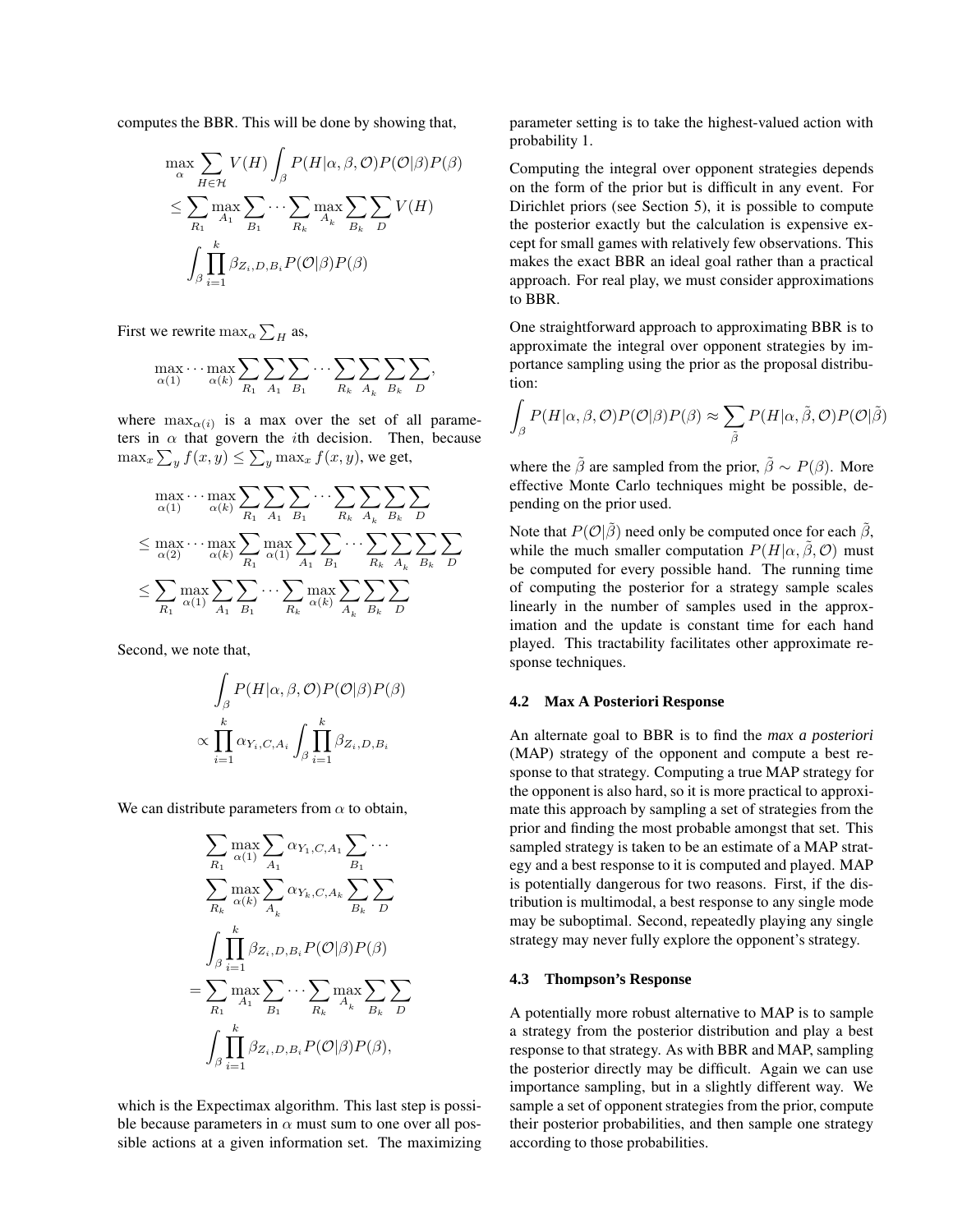computes the BBR. This will be done by showing that,

$$\max_\alpha \sum_{H\in\mathcal{H}} V(H) \int_\beta P(H|\alpha,\beta,\mathcal{O})P(\mathcal{O}|\beta)P(\beta)$$
$$\leq \sum_{R_1}\max_{A_1}\sum_{B_1}\cdots\sum_{R_k}\max_{A_k}\sum_{B_k}\sum_{D} V(H)$$
$$\int_\beta \prod_{i=1}^{k} \beta_{Z_i,D,B_i} P(\mathcal{O}|\beta)P(\beta)$$

First we rewrite $\max_\alpha \sum_H$ as,

$$\max_{\alpha(1)}\cdots\max_{\alpha(k)}\sum_{R_1}\sum_{A_1}\sum_{B_1}\cdots\sum_{R_k}\sum_{A_k}\sum_{B_k}\sum_{D},$$

where $\max_{\alpha(i)}$ is a max over the set of all parameters in $\alpha$ that govern the $i$th decision. Then, because $\max_x \sum_y f(x,y) \leq \sum_y \max_x f(x,y)$, we get,

$$\max_{\alpha(1)}\cdots\max_{\alpha(k)}\sum_{R_1}\sum_{A_1}\sum_{B_1}\cdots\sum_{R_k}\sum_{A_k}\sum_{B_k}\sum_{D}$$
$$\leq \max_{\alpha(2)}\cdots\max_{\alpha(k)}\sum_{R_1}\max_{\alpha(1)}\sum_{A_1}\sum_{B_1}\cdots\sum_{R_k}\sum_{A_k}\sum_{B_k}\sum_{D}$$
$$\leq \sum_{R_1}\max_{\alpha(1)}\sum_{A_1}\sum_{B_1}\cdots\sum_{R_k}\max_{\alpha(k)}\sum_{A_k}\sum_{B_k}\sum_{D}$$

Second, we note that,

$$\int_\beta P(H|\alpha,\beta,\mathcal{O})P(\mathcal{O}|\beta)P(\beta)$$
$$\propto \prod_{i=1}^{k}\alpha_{Y_i,C,A_i}\int_\beta \prod_{i=1}^{k}\beta_{Z_i,D,B_i}$$

We can distribute parameters from $\alpha$ to obtain,

$$\sum_{R_1}\max_{\alpha(1)}\sum_{A_1}\alpha_{Y_1,C,A_1}\sum_{B_1}\cdots$$
$$\sum_{R_k}\max_{\alpha(k)}\sum_{A_k}\alpha_{Y_k,C,A_k}\sum_{B_k}\sum_{D}$$
$$\int_\beta \prod_{i=1}^{k}\beta_{Z_i,D,B_i}P(\mathcal{O}|\beta)P(\beta)$$
$$= \sum_{R_1}\max_{A_1}\sum_{B_1}\cdots\sum_{R_k}\max_{A_k}\sum_{B_k}\sum_{D}$$
$$\int_\beta \prod_{i=1}^{k}\beta_{Z_i,D,B_i}P(\mathcal{O}|\beta)P(\beta),$$

which is the Expectimax algorithm. This last step is possible because parameters in $\alpha$ must sum to one over all possible actions at a given information set. The maximizing parameter setting is to take the highest-valued action with probability 1.

Computing the integral over opponent strategies depends on the form of the prior but is difficult in any event. For Dirichlet priors (see Section 5), it is possible to compute the posterior exactly but the calculation is expensive except for small games with relatively few observations. This makes the exact BBR an ideal goal rather than a practical approach. For real play, we must consider approximations to BBR.

One straightforward approach to approximating BBR is to approximate the integral over opponent strategies by importance sampling using the prior as the proposal distribution:

$$\int_\beta P(H|\alpha,\beta,\mathcal{O})P(\mathcal{O}|\beta)P(\beta) \approx \sum_{\tilde{\beta}} P(H|\alpha,\tilde{\beta},\mathcal{O})P(\mathcal{O}|\tilde{\beta})$$

where the $\tilde{\beta}$ are sampled from the prior, $\tilde{\beta} \sim P(\beta)$. More effective Monte Carlo techniques might be possible, depending on the prior used.

Note that $P(\mathcal{O}|\tilde{\beta})$ need only be computed once for each $\tilde{\beta}$, while the much smaller computation $P(H|\alpha,\tilde{\beta},\mathcal{O})$ must be computed for every possible hand. The running time of computing the posterior for a strategy sample scales linearly in the number of samples used in the approximation and the update is constant time for each hand played. This tractability facilitates other approximate response techniques.

### 4.2 Max A Posteriori Response

An alternate goal to BBR is to find the *max a posteriori* (MAP) strategy of the opponent and compute a best response to that strategy. Computing a true MAP strategy for the opponent is also hard, so it is more practical to approximate this approach by sampling a set of strategies from the prior and finding the most probable amongst that set. This sampled strategy is taken to be an estimate of a MAP strategy and a best response to it is computed and played. MAP is potentially dangerous for two reasons. First, if the distribution is multimodal, a best response to any single mode may be suboptimal. Second, repeatedly playing any single strategy may never fully explore the opponent's strategy.

### 4.3 Thompson's Response

A potentially more robust alternative to MAP is to sample a strategy from the posterior distribution and play a best response to that strategy. As with BBR and MAP, sampling the posterior directly may be difficult. Again we can use importance sampling, but in a slightly different way. We sample a set of opponent strategies from the prior, compute their posterior probabilities, and then sample one strategy according to those probabilities.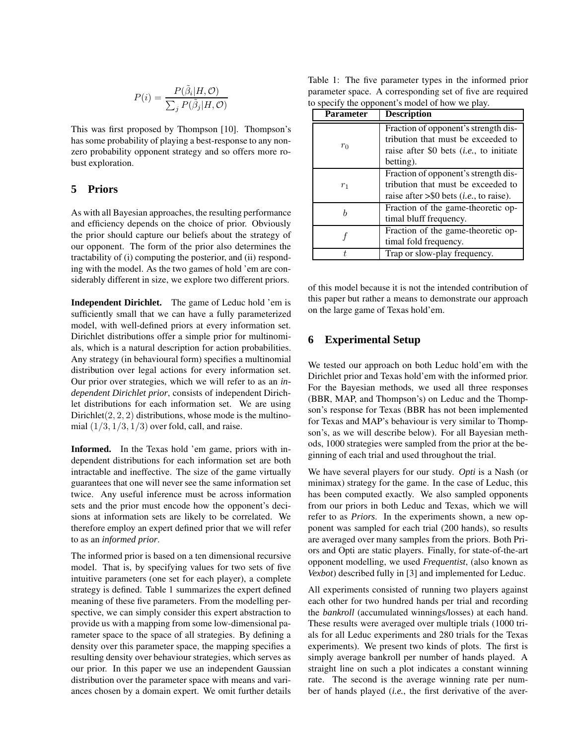$$P(i) = \frac{P(\tilde{\beta}_i|H, \mathcal{O})}{\sum_j P(\tilde{\beta}_j|H, \mathcal{O})}$$

This was first proposed by Thompson [10]. Thompson's has some probability of playing a best-response to any nonzero probability opponent strategy and so offers more robust exploration.

## 5 Priors

As with all Bayesian approaches, the resulting performance and efficiency depends on the choice of prior. Obviously the prior should capture our beliefs about the strategy of our opponent. The form of the prior also determines the tractability of (i) computing the posterior, and (ii) responding with the model. As the two games of hold 'em are considerably different in size, we explore two different priors.

**Independent Dirichlet.** The game of Leduc hold 'em is sufficiently small that we can have a fully parameterized model, with well-defined priors at every information set. Dirichlet distributions offer a simple prior for multinomials, which is a natural description for action probabilities. Any strategy (in behavioural form) specifies a multinomial distribution over legal actions for every information set. Our prior over strategies, which we will refer to as an *independent Dirichlet prior*, consists of independent Dirichlet distributions for each information set. We are using Dirichlet$(2, 2, 2)$ distributions, whose mode is the multinomial $(1/3, 1/3, 1/3)$ over fold, call, and raise.

**Informed.** In the Texas hold 'em game, priors with independent distributions for each information set are both intractable and ineffective. The size of the game virtually guarantees that one will never see the same information set twice. Any useful inference must be across information sets and the prior must encode how the opponent's decisions at information sets are likely to be correlated. We therefore employ an expert defined prior that we will refer to as an *informed prior*.

The informed prior is based on a ten dimensional recursive model. That is, by specifying values for two sets of five intuitive parameters (one set for each player), a complete strategy is defined. Table 1 summarizes the expert defined meaning of these five parameters. From the modelling perspective, we can simply consider this expert abstraction to provide us with a mapping from some low-dimensional parameter space to the space of all strategies. By defining a density over this parameter space, the mapping specifies a resulting density over behaviour strategies, which serves as our prior. In this paper we use an independent Gaussian distribution over the parameter space with means and variances chosen by a domain expert. We omit further details of this model because it is not the intended contribution of this paper but rather a means to demonstrate our approach on the large game of Texas hold'em.

Table 1: The five parameter types in the informed prior parameter space. A corresponding set of five are required to specify the opponent's model of how we play.

| Parameter | Description |
|---|---|
| $r_0$ | Fraction of opponent's strength distribution that must be exceeded to raise after \$0 bets (*i.e.*, to initiate betting). |
| $r_1$ | Fraction of opponent's strength distribution that must be exceeded to raise after >\$0 bets (*i.e.*, to raise). |
| $b$ | Fraction of the game-theoretic optimal bluff frequency. |
| $f$ | Fraction of the game-theoretic optimal fold frequency. |
| $t$ | Trap or slow-play frequency. |

## 6 Experimental Setup

We tested our approach on both Leduc hold'em with the Dirichlet prior and Texas hold'em with the informed prior. For the Bayesian methods, we used all three responses (BBR, MAP, and Thompson's) on Leduc and the Thompson's response for Texas (BBR has not been implemented for Texas and MAP's behaviour is very similar to Thompson's, as we will describe below). For all Bayesian methods, 1000 strategies were sampled from the prior at the beginning of each trial and used throughout the trial.

We have several players for our study. *Opti* is a Nash (or minimax) strategy for the game. In the case of Leduc, this has been computed exactly. We also sampled opponents from our priors in both Leduc and Texas, which we will refer to as *Priors*. In the experiments shown, a new opponent was sampled for each trial (200 hands), so results are averaged over many samples from the priors. Both Priors and Opti are static players. Finally, for state-of-the-art opponent modelling, we used *Frequentist*, (also known as *Vexbot*) described fully in [3] and implemented for Leduc.

All experiments consisted of running two players against each other for two hundred hands per trial and recording the *bankroll* (accumulated winnings/losses) at each hand. These results were averaged over multiple trials (1000 trials for all Leduc experiments and 280 trials for the Texas experiments). We present two kinds of plots. The first is simply average bankroll per number of hands played. A straight line on such a plot indicates a constant winning rate. The second is the average winning rate per number of hands played (*i.e.*, the first derivative of the aver-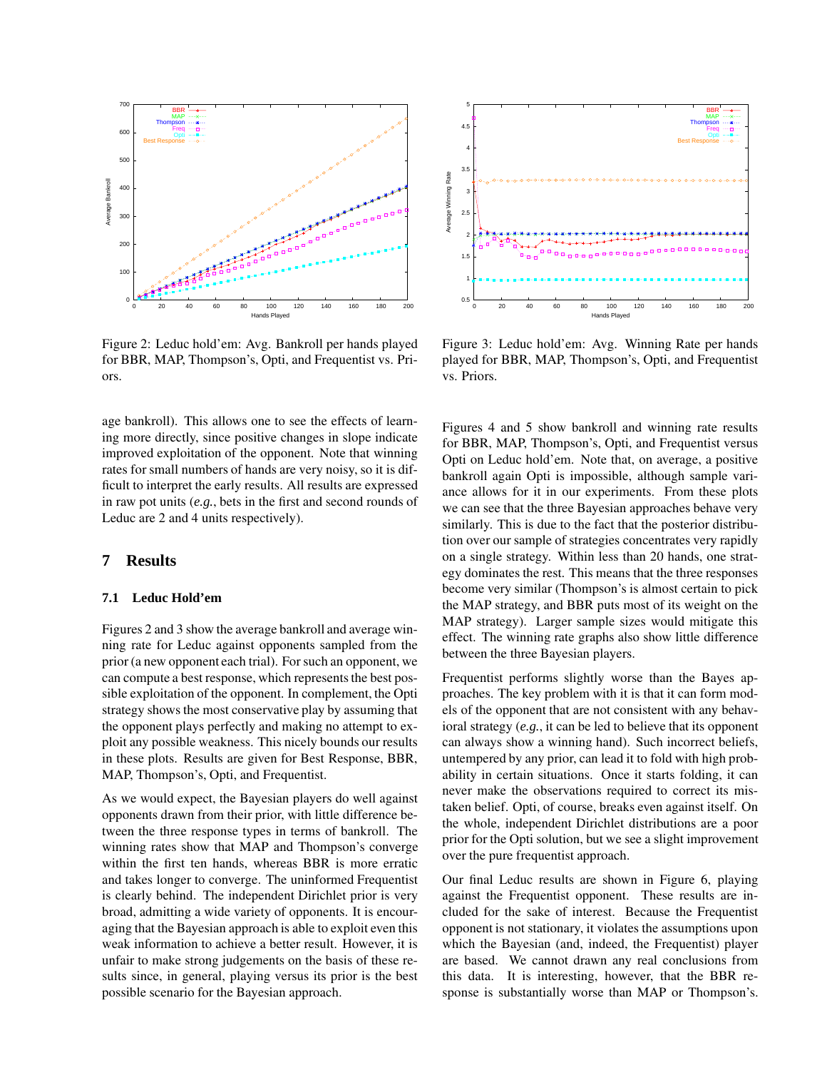Figure 2: Leduc hold'em: Avg. Bankroll per hands played for BBR, MAP, Thompson's, Opti, and Frequentist vs. Priors.

Figure 3: Leduc hold'em: Avg. Winning Rate per hands played for BBR, MAP, Thompson's, Opti, and Frequentist vs. Priors.

age bankroll). This allows one to see the effects of learning more directly, since positive changes in slope indicate improved exploitation of the opponent. Note that winning rates for small numbers of hands are very noisy, so it is difficult to interpret the early results. All results are expressed in raw pot units (*e.g.*, bets in the first and second rounds of Leduc are 2 and 4 units respectively).

# 7 Results

## 7.1 Leduc Hold'em

Figures 2 and 3 show the average bankroll and average winning rate for Leduc against opponents sampled from the prior (a new opponent each trial). For such an opponent, we can compute a best response, which represents the best possible exploitation of the opponent. In complement, the Opti strategy shows the most conservative play by assuming that the opponent plays perfectly and making no attempt to exploit any possible weakness. This nicely bounds our results in these plots. Results are given for Best Response, BBR, MAP, Thompson's, Opti, and Frequentist.

As we would expect, the Bayesian players do well against opponents drawn from their prior, with little difference between the three response types in terms of bankroll. The winning rates show that MAP and Thompson's converge within the first ten hands, whereas BBR is more erratic and takes longer to converge. The uninformed Frequentist is clearly behind. The independent Dirichlet prior is very broad, admitting a wide variety of opponents. It is encouraging that the Bayesian approach is able to exploit even this weak information to achieve a better result. However, it is unfair to make strong judgements on the basis of these results since, in general, playing versus its prior is the best possible scenario for the Bayesian approach.

Figures 4 and 5 show bankroll and winning rate results for BBR, MAP, Thompson's, Opti, and Frequentist versus Opti on Leduc hold'em. Note that, on average, a positive bankroll again Opti is impossible, although sample variance allows for it in our experiments. From these plots we can see that the three Bayesian approaches behave very similarly. This is due to the fact that the posterior distribution over our sample of strategies concentrates very rapidly on a single strategy. Within less than 20 hands, one strategy dominates the rest. This means that the three responses become very similar (Thompson's is almost certain to pick the MAP strategy, and BBR puts most of its weight on the MAP strategy). Larger sample sizes would mitigate this effect. The winning rate graphs also show little difference between the three Bayesian players.

Frequentist performs slightly worse than the Bayes approaches. The key problem with it is that it can form models of the opponent that are not consistent with any behavioral strategy (*e.g.*, it can be led to believe that its opponent can always show a winning hand). Such incorrect beliefs, untempered by any prior, can lead it to fold with high probability in certain situations. Once it starts folding, it can never make the observations required to correct its mistaken belief. Opti, of course, breaks even against itself. On the whole, independent Dirichlet distributions are a poor prior for the Opti solution, but we see a slight improvement over the pure frequentist approach.

Our final Leduc results are shown in Figure 6, playing against the Frequentist opponent. These results are included for the sake of interest. Because the Frequentist opponent is not stationary, it violates the assumptions upon which the Bayesian (and, indeed, the Frequentist) player are based. We cannot drawn any real conclusions from this data. It is interesting, however, that the BBR response is substantially worse than MAP or Thompson's.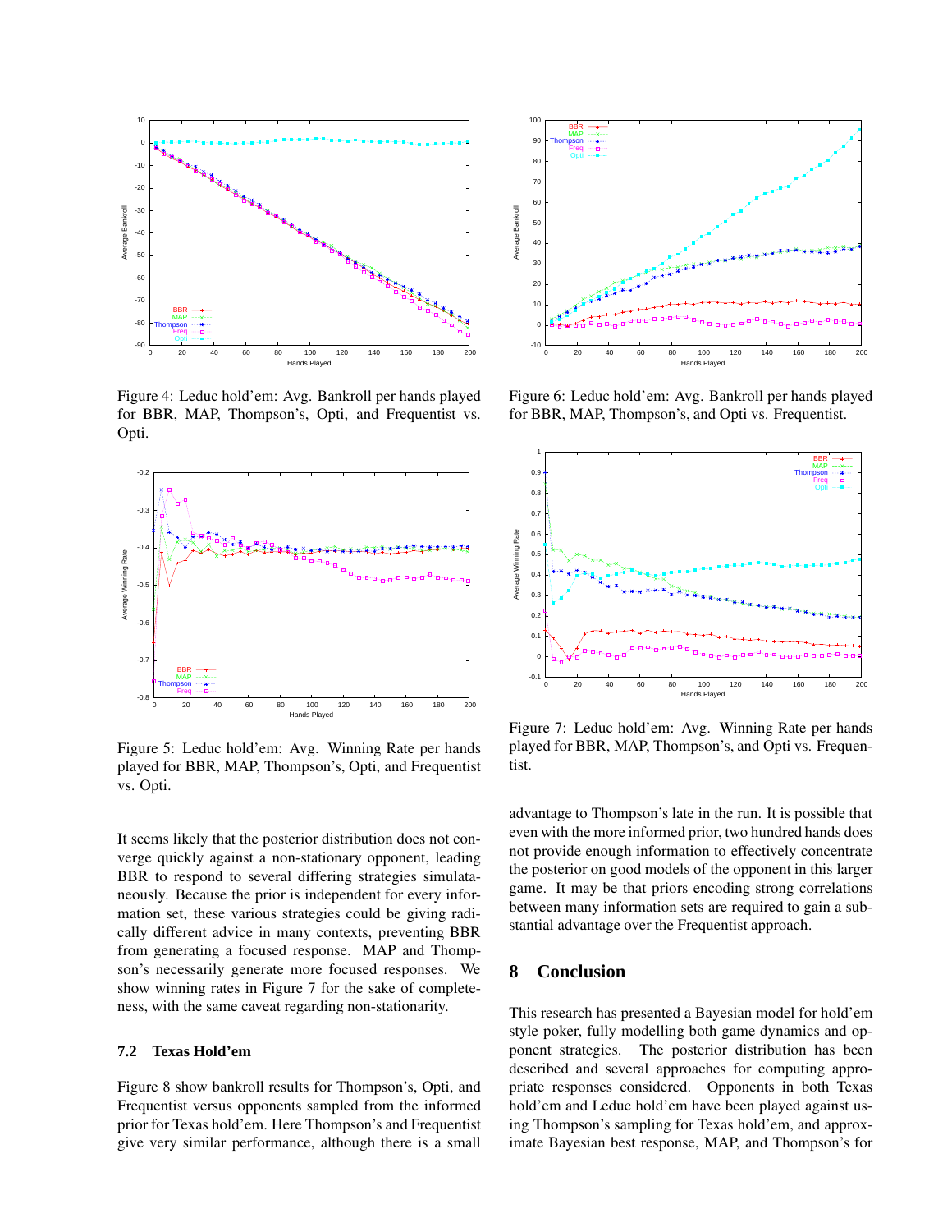Figure 4: Leduc hold'em: Avg. Bankroll per hands played for BBR, MAP, Thompson's, Opti, and Frequentist vs. Opti.

Figure 6: Leduc hold'em: Avg. Bankroll per hands played for BBR, MAP, Thompson's, and Opti vs. Frequentist.

Figure 5: Leduc hold'em: Avg. Winning Rate per hands played for BBR, MAP, Thompson's, Opti, and Frequentist vs. Opti.

Figure 7: Leduc hold'em: Avg. Winning Rate per hands played for BBR, MAP, Thompson's, and Opti vs. Frequentist.

It seems likely that the posterior distribution does not converge quickly against a non-stationary opponent, leading BBR to respond to several differing strategies simulataneously. Because the prior is independent for every information set, these various strategies could be giving radically different advice in many contexts, preventing BBR from generating a focused response. MAP and Thompson's necessarily generate more focused responses. We show winning rates in Figure 7 for the sake of completeness, with the same caveat regarding non-stationarity.

### 7.2 Texas Hold'em

Figure 8 show bankroll results for Thompson's, Opti, and Frequentist versus opponents sampled from the informed prior for Texas hold'em. Here Thompson's and Frequentist give very similar performance, although there is a small advantage to Thompson's late in the run. It is possible that even with the more informed prior, two hundred hands does not provide enough information to effectively concentrate the posterior on good models of the opponent in this larger game. It may be that priors encoding strong correlations between many information sets are required to gain a substantial advantage over the Frequentist approach.

## 8 Conclusion

This research has presented a Bayesian model for hold'em style poker, fully modelling both game dynamics and opponent strategies. The posterior distribution has been described and several approaches for computing appropriate responses considered. Opponents in both Texas hold'em and Leduc hold'em have been played against using Thompson's sampling for Texas hold'em, and approximate Bayesian best response, MAP, and Thompson's for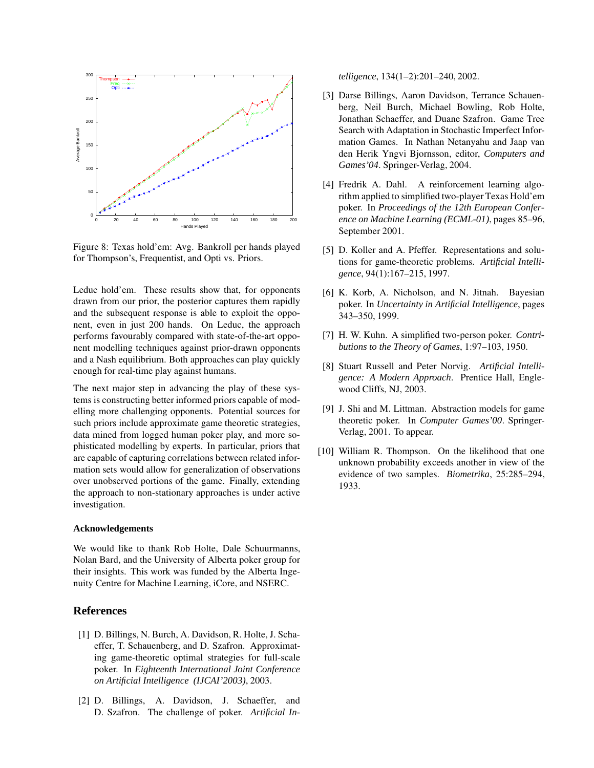300
250
200
150
100
50
0

Average Bankroll

Thompson
Freq
Opti

0 20 40 60 80 100 120 140 160 180 200

Hands Played

Figure 8: Texas hold'em: Avg. Bankroll per hands played for Thompson's, Frequentist, and Opti vs. Priors.

Leduc hold'em. These results show that, for opponents drawn from our prior, the posterior captures them rapidly and the subsequent response is able to exploit the opponent, even in just 200 hands. On Leduc, the approach performs favourably compared with state-of-the-art opponent modelling techniques against prior-drawn opponents and a Nash equilibrium. Both approaches can play quickly enough for real-time play against humans.

The next major step in advancing the play of these systems is constructing better informed priors capable of modelling more challenging opponents. Potential sources for such priors include approximate game theoretic strategies, data mined from logged human poker play, and more sophisticated modelling by experts. In particular, priors that are capable of capturing correlations between related information sets would allow for generalization of observations over unobserved portions of the game. Finally, extending the approach to non-stationary approaches is under active investigation.

### Acknowledgements

We would like to thank Rob Holte, Dale Schuurmanns, Nolan Bard, and the University of Alberta poker group for their insights. This work was funded by the Alberta Ingenuity Centre for Machine Learning, iCore, and NSERC.

## References

[1] D. Billings, N. Burch, A. Davidson, R. Holte, J. Schaeffer, T. Schauenberg, and D. Szafron. Approximating game-theoretic optimal strategies for full-scale poker. In *Eighteenth International Joint Conference on Artificial Intelligence (IJCAI'2003)*, 2003.

[2] D. Billings, A. Davidson, J. Schaeffer, and D. Szafron. The challenge of poker. *Artificial Intelligence*, 134(1–2):201–240, 2002.

[3] Darse Billings, Aaron Davidson, Terrance Schauenberg, Neil Burch, Michael Bowling, Rob Holte, Jonathan Schaeffer, and Duane Szafron. Game Tree Search with Adaptation in Stochastic Imperfect Information Games. In Nathan Netanyahu and Jaap van den Herik Yngvi Bjornsson, editor, *Computers and Games'04*. Springer-Verlag, 2004.

[4] Fredrik A. Dahl. A reinforcement learning algorithm applied to simplified two-player Texas Hold'em poker. In *Proceedings of the 12th European Conference on Machine Learning (ECML-01)*, pages 85–96, September 2001.

[5] D. Koller and A. Pfeffer. Representations and solutions for game-theoretic problems. *Artificial Intelligence*, 94(1):167–215, 1997.

[6] K. Korb, A. Nicholson, and N. Jitnah. Bayesian poker. In *Uncertainty in Artificial Intelligence*, pages 343–350, 1999.

[7] H. W. Kuhn. A simplified two-person poker. *Contributions to the Theory of Games*, 1:97–103, 1950.

[8] Stuart Russell and Peter Norvig. *Artificial Intelligence: A Modern Approach*. Prentice Hall, Englewood Cliffs, NJ, 2003.

[9] J. Shi and M. Littman. Abstraction models for game theoretic poker. In *Computer Games'00*. Springer-Verlag, 2001. To appear.

[10] William R. Thompson. On the likelihood that one unknown probability exceeds another in view of the evidence of two samples. *Biometrika*, 25:285–294, 1933.